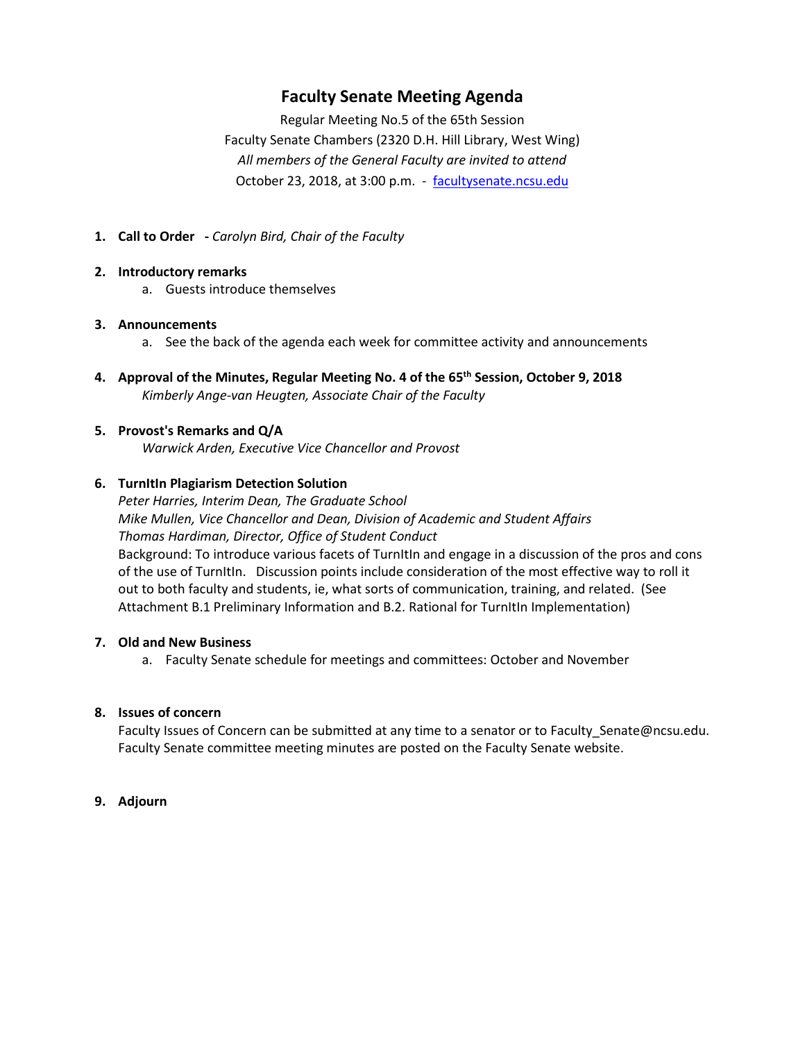# Faculty Senate Meeting Agenda

Regular Meeting No.5 of the 65th Session
Faculty Senate Chambers (2320 D.H. Hill Library, West Wing)
*All members of the General Faculty are invited to attend*
October 23, 2018, at 3:00 p.m. - facultysenate.ncsu.edu

1. **Call to Order** - *Carolyn Bird, Chair of the Faculty*

2. **Introductory remarks**
   a. Guests introduce themselves

3. **Announcements**
   a. See the back of the agenda each week for committee activity and announcements

4. **Approval of the Minutes, Regular Meeting No. 4 of the 65th Session, October 9, 2018**
   *Kimberly Ange-van Heugten, Associate Chair of the Faculty*

5. **Provost's Remarks and Q/A**
   *Warwick Arden, Executive Vice Chancellor and Provost*

6. **TurnItIn Plagiarism Detection Solution**
   *Peter Harries, Interim Dean, The Graduate School*
   *Mike Mullen, Vice Chancellor and Dean, Division of Academic and Student Affairs*
   *Thomas Hardiman, Director, Office of Student Conduct*
   Background: To introduce various facets of TurnItIn and engage in a discussion of the pros and cons of the use of TurnItIn. Discussion points include consideration of the most effective way to roll it out to both faculty and students, ie, what sorts of communication, training, and related. (See Attachment B.1 Preliminary Information and B.2. Rational for TurnItIn Implementation)

7. **Old and New Business**
   a. Faculty Senate schedule for meetings and committees: October and November

8. **Issues of concern**
   Faculty Issues of Concern can be submitted at any time to a senator or to Faculty_Senate@ncsu.edu. Faculty Senate committee meeting minutes are posted on the Faculty Senate website.

9. **Adjourn**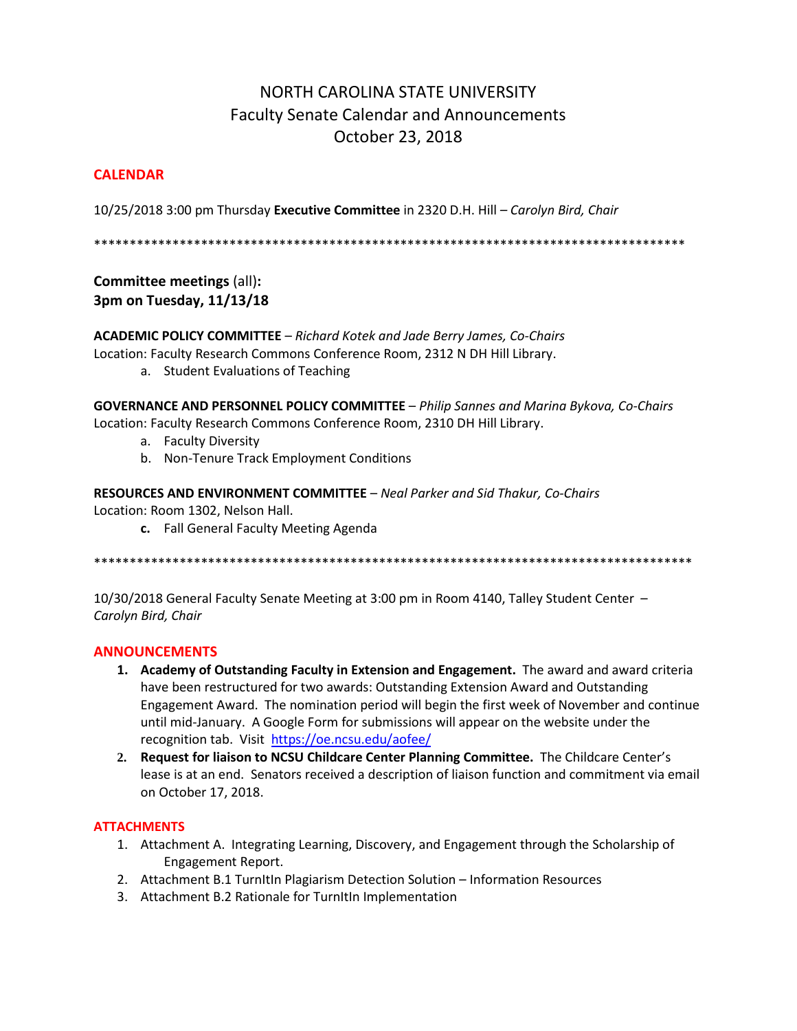# NORTH CAROLINA STATE UNIVERSITY
## Faculty Senate Calendar and Announcements
## October 23, 2018

## CALENDAR

10/25/2018 3:00 pm Thursday **Executive Committee** in 2320 D.H. Hill – *Carolyn Bird, Chair*

************************************************************************************

**Committee meetings** (all)**:**
**3pm on Tuesday, 11/13/18**

**ACADEMIC POLICY COMMITTEE** – *Richard Kotek and Jade Berry James, Co-Chairs*
Location: Faculty Research Commons Conference Room, 2312 N DH Hill Library.

a. Student Evaluations of Teaching

**GOVERNANCE AND PERSONNEL POLICY COMMITTEE** – *Philip Sannes and Marina Bykova, Co-Chairs*
Location: Faculty Research Commons Conference Room, 2310 DH Hill Library.

a. Faculty Diversity
b. Non-Tenure Track Employment Conditions

**RESOURCES AND ENVIRONMENT COMMITTEE** – *Neal Parker and Sid Thakur, Co-Chairs*
Location: Room 1302, Nelson Hall.

**c.** Fall General Faculty Meeting Agenda

************************************************************************************

10/30/2018 General Faculty Senate Meeting at 3:00 pm in Room 4140, Talley Student Center – *Carolyn Bird, Chair*

## ANNOUNCEMENTS

1. **Academy of Outstanding Faculty in Extension and Engagement.** The award and award criteria have been restructured for two awards: Outstanding Extension Award and Outstanding Engagement Award. The nomination period will begin the first week of November and continue until mid-January. A Google Form for submissions will appear on the website under the recognition tab. Visit https://oe.ncsu.edu/aofee/
2. **Request for liaison to NCSU Childcare Center Planning Committee.** The Childcare Center's lease is at an end. Senators received a description of liaison function and commitment via email on October 17, 2018.

## ATTACHMENTS

1. Attachment A. Integrating Learning, Discovery, and Engagement through the Scholarship of Engagement Report.
2. Attachment B.1 TurnItIn Plagiarism Detection Solution – Information Resources
3. Attachment B.2 Rationale for TurnItIn Implementation